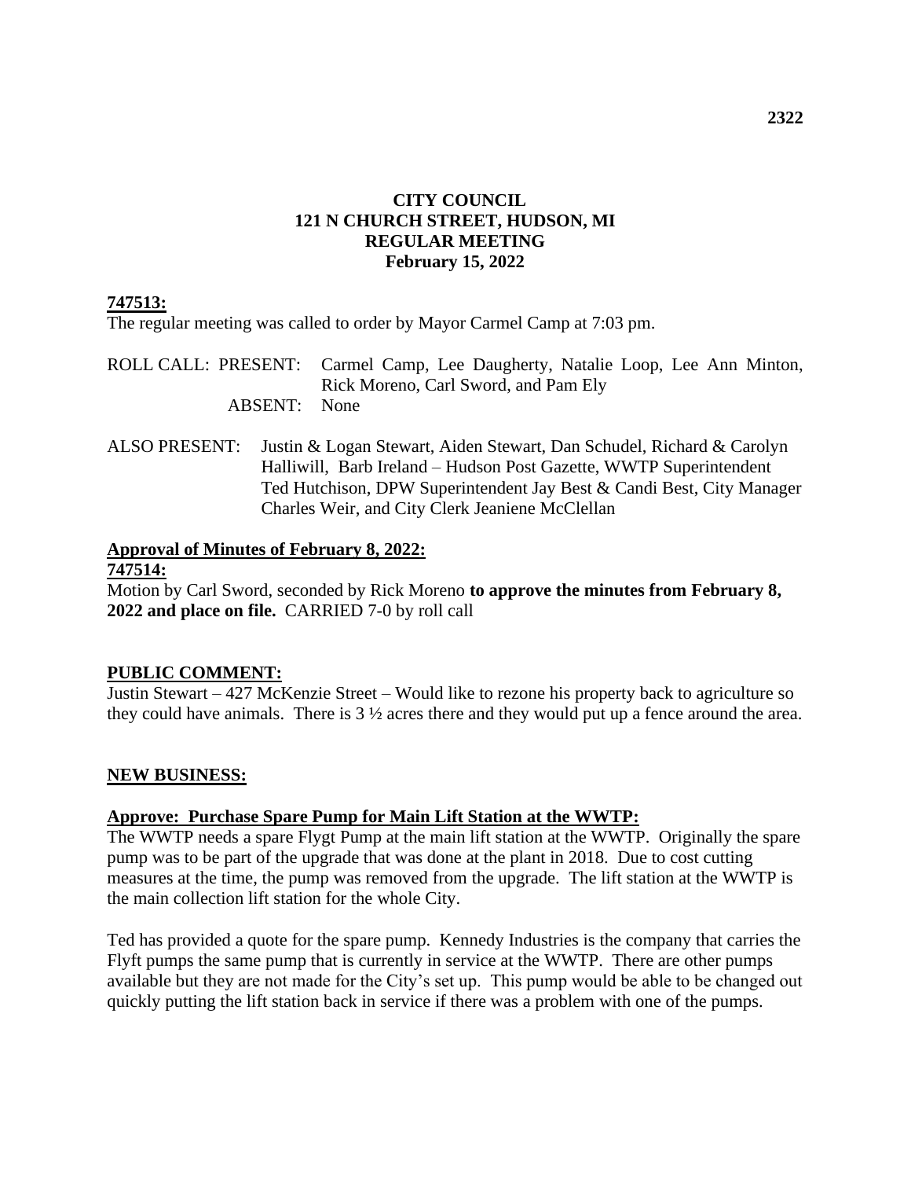# CITY COUNCIL
# 121 N CHURCH STREET, HUDSON, MI
# REGULAR MEETING
# February 15, 2022

**747513:**

The regular meeting was called to order by Mayor Carmel Camp at 7:03 pm.

ROLL CALL: PRESENT: Carmel Camp, Lee Daugherty, Natalie Loop, Lee Ann Minton, Rick Moreno, Carl Sword, and Pam Ely

ABSENT: None

ALSO PRESENT: Justin & Logan Stewart, Aiden Stewart, Dan Schudel, Richard & Carolyn Halliwill, Barb Ireland – Hudson Post Gazette, WWTP Superintendent Ted Hutchison, DPW Superintendent Jay Best & Candi Best, City Manager Charles Weir, and City Clerk Jeaniene McClellan

**Approval of Minutes of February 8, 2022:**

**747514:**

Motion by Carl Sword, seconded by Rick Moreno **to approve the minutes from February 8, 2022 and place on file.** CARRIED 7-0 by roll call

**PUBLIC COMMENT:**

Justin Stewart – 427 McKenzie Street – Would like to rezone his property back to agriculture so they could have animals. There is 3 ½ acres there and they would put up a fence around the area.

**NEW BUSINESS:**

**Approve: Purchase Spare Pump for Main Lift Station at the WWTP:**

The WWTP needs a spare Flygt Pump at the main lift station at the WWTP. Originally the spare pump was to be part of the upgrade that was done at the plant in 2018. Due to cost cutting measures at the time, the pump was removed from the upgrade. The lift station at the WWTP is the main collection lift station for the whole City.

Ted has provided a quote for the spare pump. Kennedy Industries is the company that carries the Flyft pumps the same pump that is currently in service at the WWTP. There are other pumps available but they are not made for the City's set up. This pump would be able to be changed out quickly putting the lift station back in service if there was a problem with one of the pumps.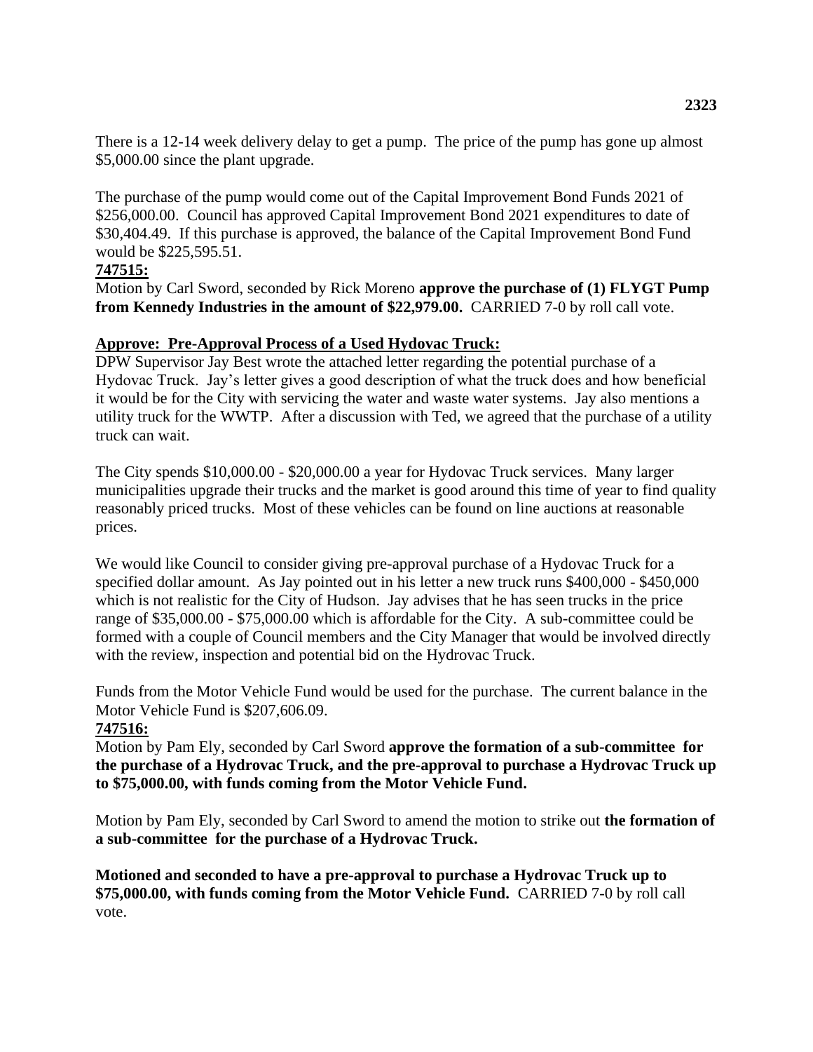There is a 12-14 week delivery delay to get a pump. The price of the pump has gone up almost $5,000.00 since the plant upgrade.

The purchase of the pump would come out of the Capital Improvement Bond Funds 2021 of $256,000.00. Council has approved Capital Improvement Bond 2021 expenditures to date of $30,404.49. If this purchase is approved, the balance of the Capital Improvement Bond Fund would be $225,595.51.

**747515:**

Motion by Carl Sword, seconded by Rick Moreno **approve the purchase of (1) FLYGT Pump from Kennedy Industries in the amount of $22,979.00.** CARRIED 7-0 by roll call vote.

**Approve: Pre-Approval Process of a Used Hydovac Truck:**

DPW Supervisor Jay Best wrote the attached letter regarding the potential purchase of a Hydovac Truck. Jay's letter gives a good description of what the truck does and how beneficial it would be for the City with servicing the water and waste water systems. Jay also mentions a utility truck for the WWTP. After a discussion with Ted, we agreed that the purchase of a utility truck can wait.

The City spends $10,000.00 - $20,000.00 a year for Hydovac Truck services. Many larger municipalities upgrade their trucks and the market is good around this time of year to find quality reasonably priced trucks. Most of these vehicles can be found on line auctions at reasonable prices.

We would like Council to consider giving pre-approval purchase of a Hydovac Truck for a specified dollar amount. As Jay pointed out in his letter a new truck runs $400,000 - $450,000 which is not realistic for the City of Hudson. Jay advises that he has seen trucks in the price range of $35,000.00 - $75,000.00 which is affordable for the City. A sub-committee could be formed with a couple of Council members and the City Manager that would be involved directly with the review, inspection and potential bid on the Hydrovac Truck.

Funds from the Motor Vehicle Fund would be used for the purchase. The current balance in the Motor Vehicle Fund is $207,606.09.

**747516:**

Motion by Pam Ely, seconded by Carl Sword **approve the formation of a sub-committee for the purchase of a Hydrovac Truck, and the pre-approval to purchase a Hydrovac Truck up to $75,000.00, with funds coming from the Motor Vehicle Fund.**

Motion by Pam Ely, seconded by Carl Sword to amend the motion to strike out **the formation of a sub-committee for the purchase of a Hydrovac Truck.**

**Motioned and seconded to have a pre-approval to purchase a Hydrovac Truck up to $75,000.00, with funds coming from the Motor Vehicle Fund.** CARRIED 7-0 by roll call vote.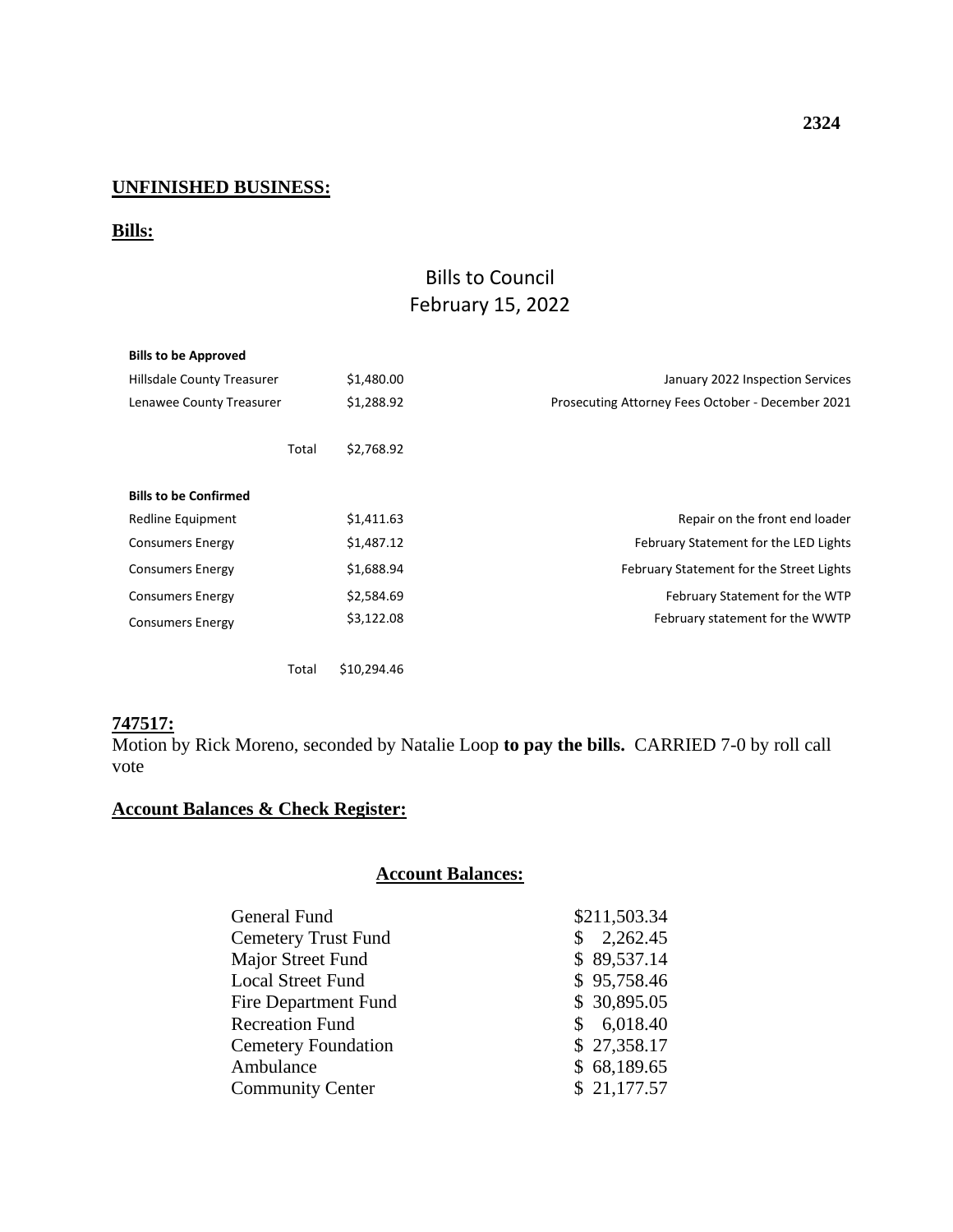## **UNFINISHED BUSINESS:**

### **Bills:**

Bills to Council
February 15, 2022

| | | |
|---|---|---|
| **Bills to be Approved** | | |
| Hillsdale County Treasurer | $1,480.00 | January 2022 Inspection Services |
| Lenawee County Treasurer | $1,288.92 | Prosecuting Attorney Fees October - December 2021 |
| Total | $2,768.92 | |
| **Bills to be Confirmed** | | |
| Redline Equipment | $1,411.63 | Repair on the front end loader |
| Consumers Energy | $1,487.12 | February Statement for the LED Lights |
| Consumers Energy | $1,688.94 | February Statement for the Street Lights |
| Consumers Energy | $2,584.69 | February Statement for the WTP |
| Consumers Energy | $3,122.08 | February statement for the WWTP |
| Total | $10,294.46 | |

**747517:**

Motion by Rick Moreno, seconded by Natalie Loop **to pay the bills.** CARRIED 7-0 by roll call vote

### **Account Balances & Check Register:**

**Account Balances:**

| | |
|---|---|
| General Fund | $211,503.34 |
| Cemetery Trust Fund | $ 2,262.45 |
| Major Street Fund | $ 89,537.14 |
| Local Street Fund | $ 95,758.46 |
| Fire Department Fund | $ 30,895.05 |
| Recreation Fund | $ 6,018.40 |
| Cemetery Foundation | $ 27,358.17 |
| Ambulance | $ 68,189.65 |
| Community Center | $ 21,177.57 |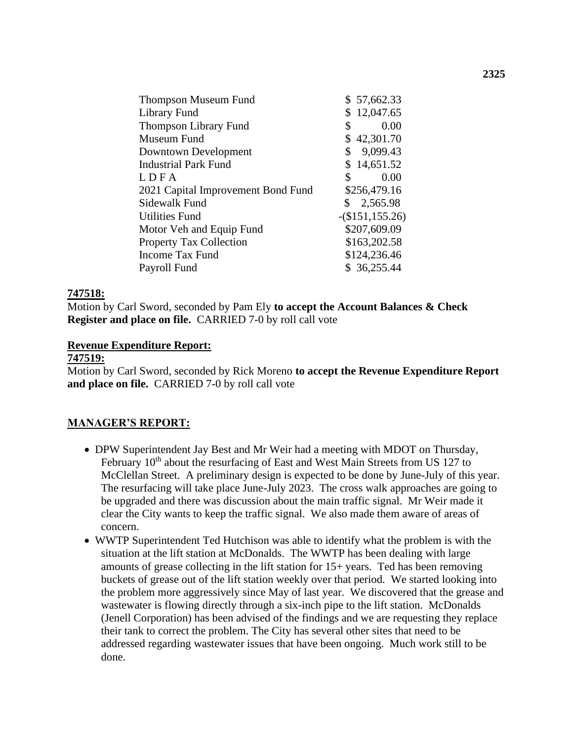| | |
|---|---|
| Thompson Museum Fund | $ 57,662.33 |
| Library Fund | $ 12,047.65 |
| Thompson Library Fund | $ 0.00 |
| Museum Fund | $ 42,301.70 |
| Downtown Development | $ 9,099.43 |
| Industrial Park Fund | $ 14,651.52 |
| L D F A | $ 0.00 |
| 2021 Capital Improvement Bond Fund | $256,479.16 |
| Sidewalk Fund | $ 2,565.98 |
| Utilities Fund | -($151,155.26) |
| Motor Veh and Equip Fund | $207,609.09 |
| Property Tax Collection | $163,202.58 |
| Income Tax Fund | $124,236.46 |
| Payroll Fund | $ 36,255.44 |

**747518:**
Motion by Carl Sword, seconded by Pam Ely **to accept the Account Balances & Check Register and place on file.** CARRIED 7-0 by roll call vote

**Revenue Expenditure Report:**
**747519:**
Motion by Carl Sword, seconded by Rick Moreno **to accept the Revenue Expenditure Report and place on file.** CARRIED 7-0 by roll call vote

## MANAGER'S REPORT:

- DPW Superintendent Jay Best and Mr Weir had a meeting with MDOT on Thursday, February 10th about the resurfacing of East and West Main Streets from US 127 to McClellan Street. A preliminary design is expected to be done by June-July of this year. The resurfacing will take place June-July 2023. The cross walk approaches are going to be upgraded and there was discussion about the main traffic signal. Mr Weir made it clear the City wants to keep the traffic signal. We also made them aware of areas of concern.
- WWTP Superintendent Ted Hutchison was able to identify what the problem is with the situation at the lift station at McDonalds. The WWTP has been dealing with large amounts of grease collecting in the lift station for 15+ years. Ted has been removing buckets of grease out of the lift station weekly over that period. We started looking into the problem more aggressively since May of last year. We discovered that the grease and wastewater is flowing directly through a six-inch pipe to the lift station. McDonalds (Jenell Corporation) has been advised of the findings and we are requesting they replace their tank to correct the problem. The City has several other sites that need to be addressed regarding wastewater issues that have been ongoing. Much work still to be done.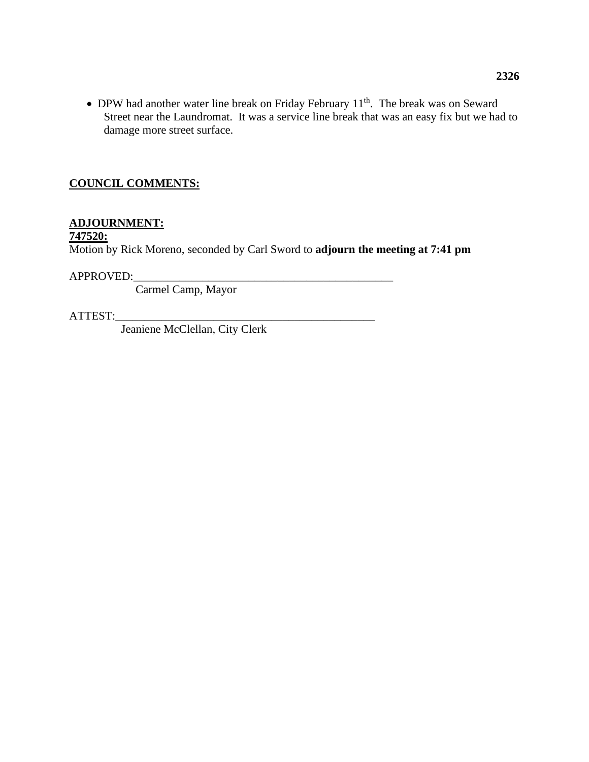- DPW had another water line break on Friday February 11th. The break was on Seward Street near the Laundromat. It was a service line break that was an easy fix but we had to damage more street surface.

**COUNCIL COMMENTS:**

**ADJOURNMENT:**
**747520:**
Motion by Rick Moreno, seconded by Carl Sword to **adjourn the meeting at 7:41 pm**

APPROVED:_______________________________________________
Carmel Camp, Mayor

ATTEST:_______________________________________________
Jeaniene McClellan, City Clerk